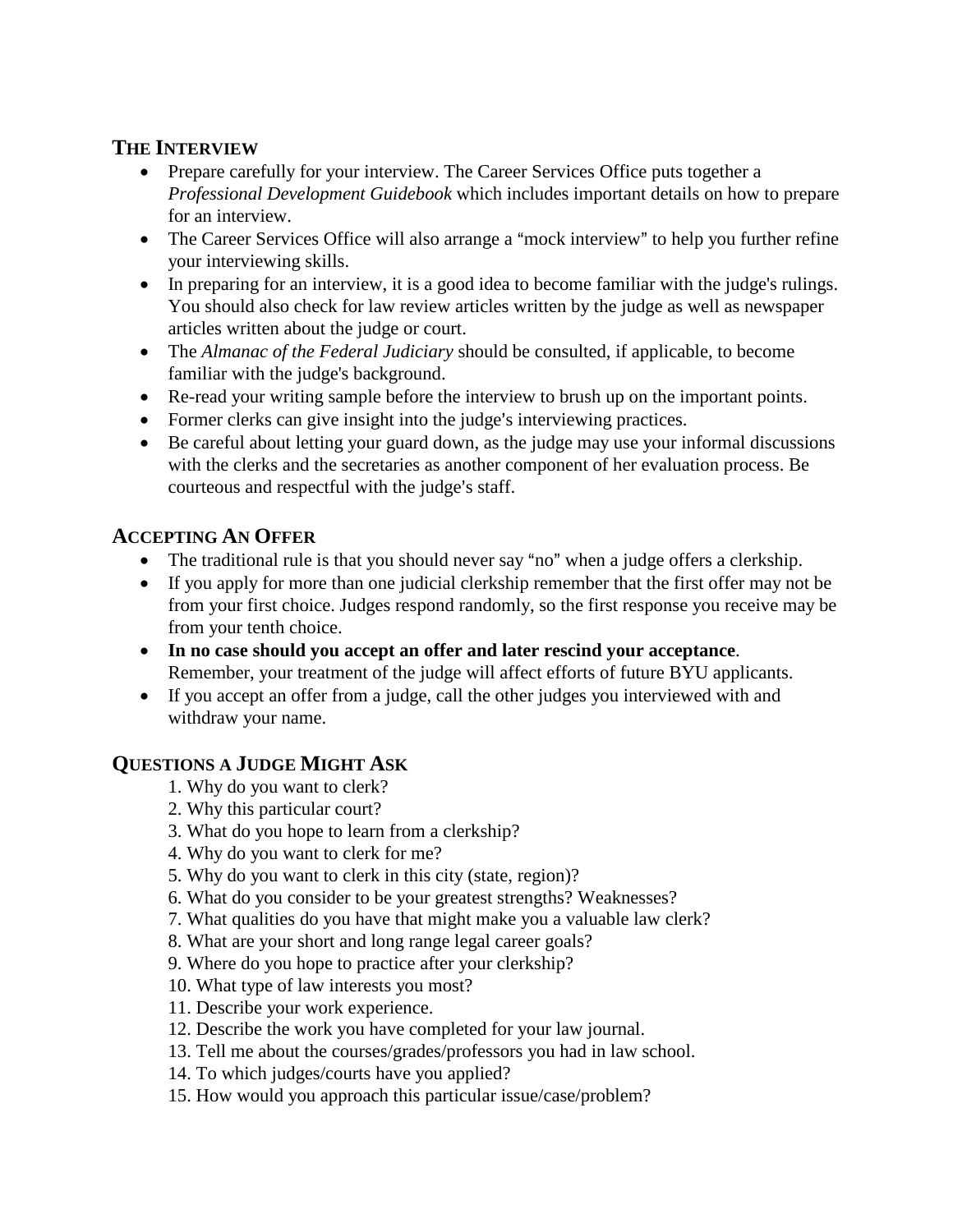## THE INTERVIEW

- Prepare carefully for your interview. The Career Services Office puts together a *Professional Development Guidebook* which includes important details on how to prepare for an interview.
- The Career Services Office will also arrange a "mock interview" to help you further refine your interviewing skills.
- In preparing for an interview, it is a good idea to become familiar with the judge's rulings. You should also check for law review articles written by the judge as well as newspaper articles written about the judge or court.
- The *Almanac of the Federal Judiciary* should be consulted, if applicable, to become familiar with the judge's background.
- Re-read your writing sample before the interview to brush up on the important points.
- Former clerks can give insight into the judge's interviewing practices.
- Be careful about letting your guard down, as the judge may use your informal discussions with the clerks and the secretaries as another component of her evaluation process. Be courteous and respectful with the judge's staff.

## ACCEPTING AN OFFER

- The traditional rule is that you should never say "no" when a judge offers a clerkship.
- If you apply for more than one judicial clerkship remember that the first offer may not be from your first choice. Judges respond randomly, so the first response you receive may be from your tenth choice.
- **In no case should you accept an offer and later rescind your acceptance**. Remember, your treatment of the judge will affect efforts of future BYU applicants.
- If you accept an offer from a judge, call the other judges you interviewed with and withdraw your name.

## QUESTIONS A JUDGE MIGHT ASK

1. Why do you want to clerk?
2. Why this particular court?
3. What do you hope to learn from a clerkship?
4. Why do you want to clerk for me?
5. Why do you want to clerk in this city (state, region)?
6. What do you consider to be your greatest strengths? Weaknesses?
7. What qualities do you have that might make you a valuable law clerk?
8. What are your short and long range legal career goals?
9. Where do you hope to practice after your clerkship?
10. What type of law interests you most?
11. Describe your work experience.
12. Describe the work you have completed for your law journal.
13. Tell me about the courses/grades/professors you had in law school.
14. To which judges/courts have you applied?
15. How would you approach this particular issue/case/problem?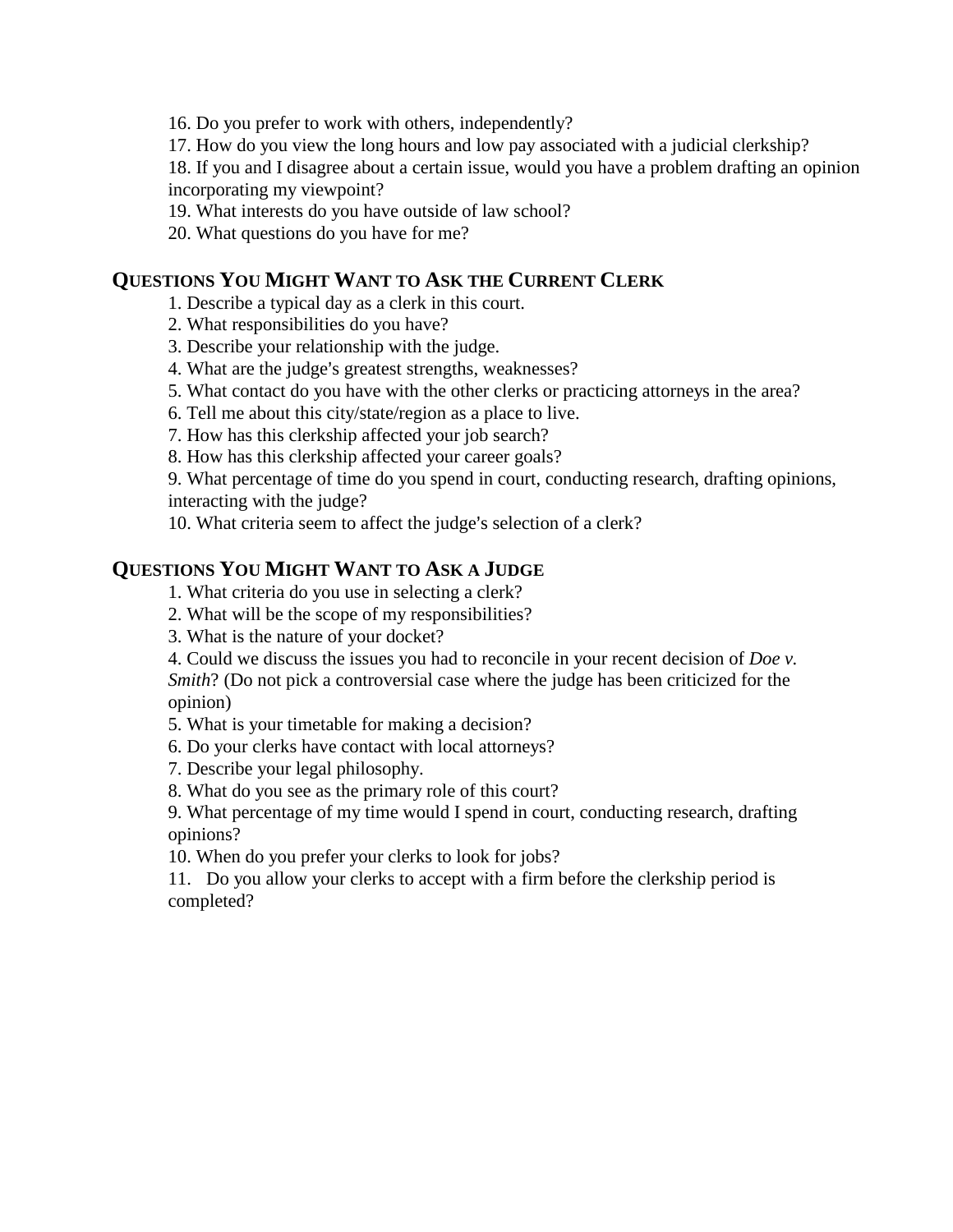16. Do you prefer to work with others, independently?
17. How do you view the long hours and low pay associated with a judicial clerkship?
18. If you and I disagree about a certain issue, would you have a problem drafting an opinion incorporating my viewpoint?
19. What interests do you have outside of law school?
20. What questions do you have for me?

## QUESTIONS YOU MIGHT WANT TO ASK THE CURRENT CLERK

1. Describe a typical day as a clerk in this court.
2. What responsibilities do you have?
3. Describe your relationship with the judge.
4. What are the judge's greatest strengths, weaknesses?
5. What contact do you have with the other clerks or practicing attorneys in the area?
6. Tell me about this city/state/region as a place to live.
7. How has this clerkship affected your job search?
8. How has this clerkship affected your career goals?
9. What percentage of time do you spend in court, conducting research, drafting opinions, interacting with the judge?
10. What criteria seem to affect the judge's selection of a clerk?

## QUESTIONS YOU MIGHT WANT TO ASK A JUDGE

1. What criteria do you use in selecting a clerk?
2. What will be the scope of my responsibilities?
3. What is the nature of your docket?
4. Could we discuss the issues you had to reconcile in your recent decision of *Doe v. Smith*? (Do not pick a controversial case where the judge has been criticized for the opinion)
5. What is your timetable for making a decision?
6. Do your clerks have contact with local attorneys?
7. Describe your legal philosophy.
8. What do you see as the primary role of this court?
9. What percentage of my time would I spend in court, conducting research, drafting opinions?
10. When do you prefer your clerks to look for jobs?
11. Do you allow your clerks to accept with a firm before the clerkship period is completed?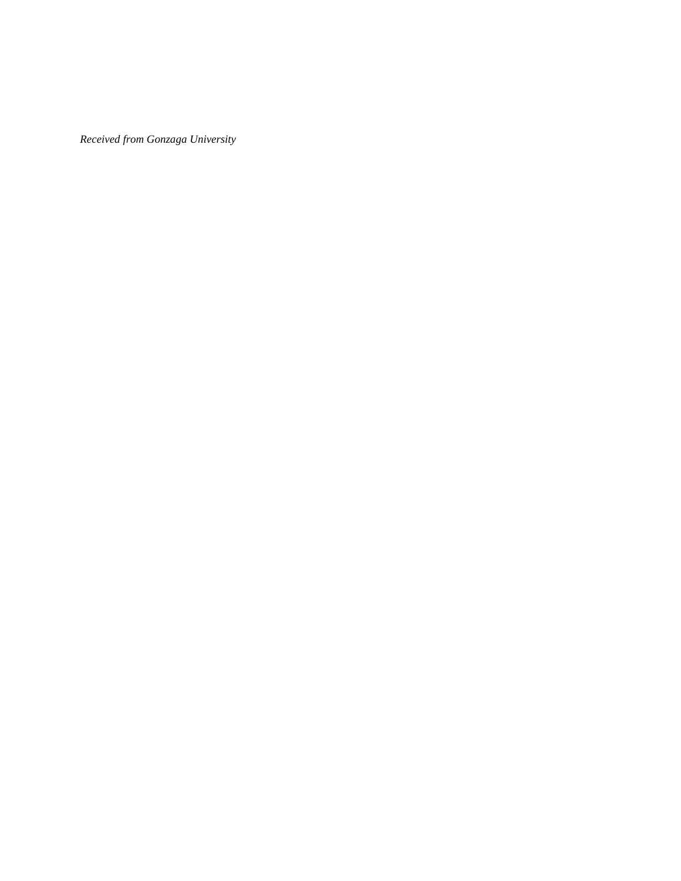*Received from Gonzaga University*